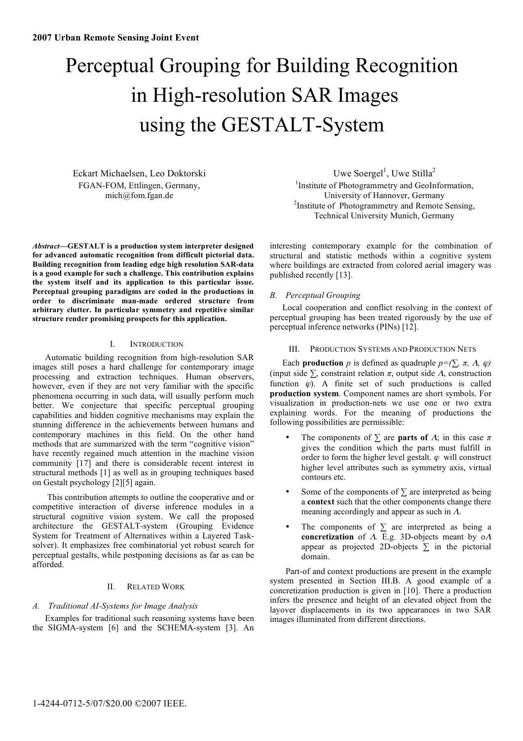# Perceptual Grouping for Building Recognition in High-resolution SAR Images using the GESTALT-System

Eckart Michaelsen, Leo Doktorski
FGAN-FOM, Ettlingen, Germany,
mich@fom.fgan.de

Uwe Soergel[1], Uwe Stilla[2]
[1]Institute of Photogrammetry and GeoInformation, University of Hannover, Germany
[2]Institute of Photogrammetry and Remote Sensing, Technical University Munich, Germany

***Abstract*—GESTALT is a production system interpreter designed for advanced automatic recognition from difficult pictorial data. Building recognition from leading edge high resolution SAR-data is a good example for such a challenge. This contribution explains the system itself and its application to this particular issue. Perceptual grouping paradigms are coded in the productions in order to discriminate man-made ordered structure from arbitrary clutter. In particular symmetry and repetitive similar structure render promising prospects for this application.**

## I. Introduction

Automatic building recognition from high-resolution SAR images still poses a hard challenge for contemporary image processing and extraction techniques. Human observers, however, even if they are not very familiar with the specific phenomena occurring in such data, will usually perform much better. We conjecture that specific perceptual grouping capabilities and hidden cognitive mechanisms may explain the stunning difference in the achievements between humans and contemporary machines in this field. On the other hand methods that are summarized with the term "cognitive vision" have recently regained much attention in the machine vision community [17] and there is considerable recent interest in structural methods [1] as well as in grouping techniques based on Gestalt psychology [2][5] again.

This contribution attempts to outline the cooperative and or competitive interaction of diverse inference modules in a structural cognitive vision system. We call the proposed architecture the GESTALT-system (Grouping Evidence System for Treatment of Alternatives within a Layered Task-solver). It emphasizes free combinatorial yet robust search for perceptual gestalts, while postponing decisions as far as can be afforded.

## II. Related Work

### A. Traditional AI-Systems for Image Analysis

Examples for traditional such reasoning systems have been the SIGMA-system [6] and the SCHEMA-system [3]. An interesting contemporary example for the combination of structural and statistic methods within a cognitive system where buildings are extracted from colored aerial imagery was published recently [13].

### B. Perceptual Grouping

Local cooperation and conflict resolving in the context of perceptual grouping has been treated rigorously by the use of perceptual inference networks (PINs) [12].

## III. Production Systems and Production Nets

Each **production** $p$ is defined as quadruple $p=(\sum, \pi, \Lambda, \varphi)$ (input side $\sum$, constraint relation $\pi$, output side $\Lambda$, construction function $\varphi$). A finite set of such productions is called **production system**. Component names are short symbols. For visualization in production-nets we use one or two extra explaining words. For the meaning of productions the following possibilities are permissible:

- The components of $\sum$ are **parts of** $\Lambda$; in this case $\pi$ gives the condition which the parts must fulfill in order to form the higher level gestalt. $\varphi$ will construct higher level attributes such as symmetry axis, virtual contours etc.
- Some of the components of $\sum$ are interpreted as being a **context** such that the other components change there meaning accordingly and appear as such in $\Lambda$.
- The components of $\sum$ are interpreted as being a **concretization** of $\Lambda$. E.g. 3D-objects meant by o$\Lambda$ appear as projected 2D-objects $\sum$ in the pictorial domain.

Part-of and context productions are present in the example system presented in Section III.B. A good example of a concretization production is given in [10]. There a production infers the presence and height of an elevated object from the layover displacements in its two appearances in two SAR images illuminated from different directions.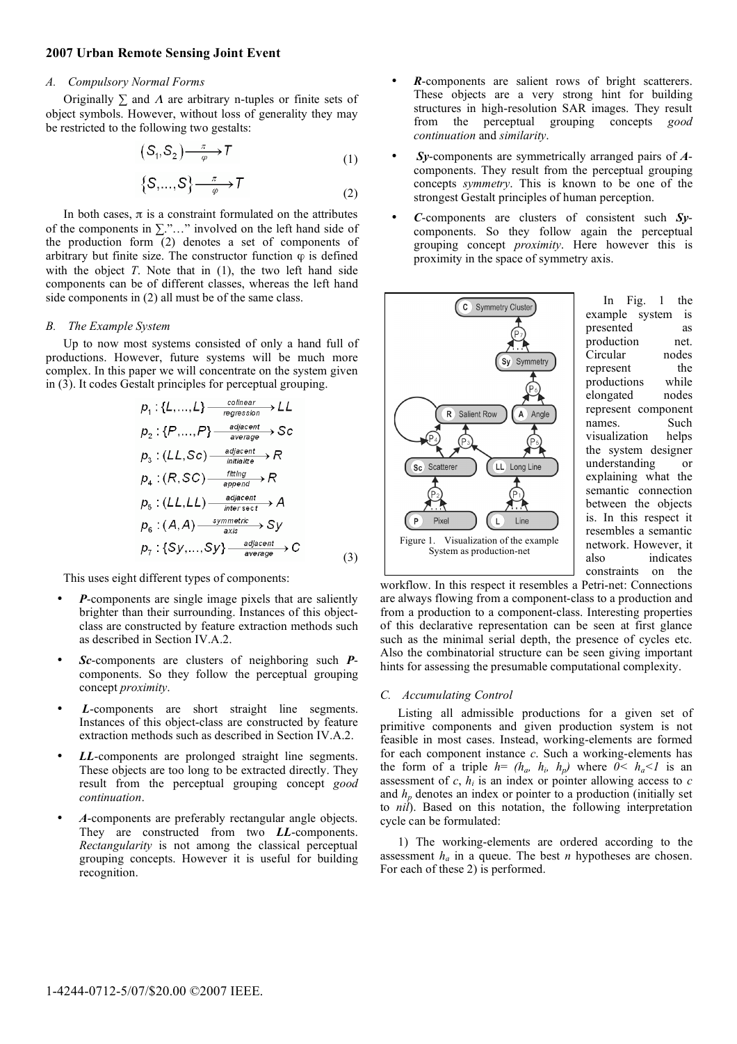### A. Compulsory Normal Forms

Originally ∑ and *Λ* are arbitrary n-tuples or finite sets of object symbols. However, without loss of generality they may be restricted to the following two gestalts:

$$(S_1, S_2) \xrightarrow[\varphi]{\pi} T \tag{1}$$

$$\{S, ..., S\} \xrightarrow[\varphi]{\pi} T \tag{2}$$

In both cases, π is a constraint formulated on the attributes of the components in ∑."…" involved on the left hand side of the production form (2) denotes a set of components of arbitrary but finite size. The constructor function φ is defined with the object *T*. Note that in (1), the two left hand side components can be of different classes, whereas the left hand side components in (2) all must be of the same class.

### B. The Example System

Up to now most systems consisted of only a hand full of productions. However, future systems will be much more complex. In this paper we will concentrate on the system given in (3). It codes Gestalt principles for perceptual grouping.

$$
\begin{aligned}
p_1 &: \{L, ..., L\} \xrightarrow[\text{regression}]{\text{colinear}} LL \\
p_2 &: \{P, ..., P\} \xrightarrow[\text{average}]{\text{adjacent}} Sc \\
p_3 &: (LL, Sc) \xrightarrow[\text{initialize}]{\text{adjacent}} R \\
p_4 &: (R, SC) \xrightarrow[\text{append}]{\text{fitting}} R \\
p_5 &: (LL, LL) \xrightarrow[\text{intersect}]{\text{adjacent}} A \\
p_6 &: (A, A) \xrightarrow{\text{symmetric axis}} Sy \\
p_7 &: \{Sy, ..., Sy\} \xrightarrow[\text{average}]{\text{adjacent}} C
\end{aligned} \tag{3}
$$

This uses eight different types of components:

- ***P***-components are single image pixels that are saliently brighter than their surrounding. Instances of this object-class are constructed by feature extraction methods such as described in Section IV.A.2.
- ***Sc***-components are clusters of neighboring such ***P***-components. So they follow the perceptual grouping concept *proximity*.
- ***L***-components are short straight line segments. Instances of this object-class are constructed by feature extraction methods such as described in Section IV.A.2.
- ***LL***-components are prolonged straight line segments. These objects are too long to be extracted directly. They result from the perceptual grouping concept *good continuation*.
- ***A***-components are preferably rectangular angle objects. They are constructed from two ***LL***-components. *Rectangularity* is not among the classical perceptual grouping concepts. However it is useful for building recognition.
- ***R***-components are salient rows of bright scatterers. These objects are a very strong hint for building structures in high-resolution SAR images. They result from the perceptual grouping concepts *good continuation* and *similarity*.
- ***Sy***-components are symmetrically arranged pairs of ***A***-components. They result from the perceptual grouping concepts *symmetry*. This is known to be one of the strongest Gestalt principles of human perception.
- ***C***-components are clusters of consistent such ***Sy***-components. So they follow again the perceptual grouping concept *proximity*. Here however this is proximity in the space of symmetry axis.

Figure 1. Visualization of the example System as production-net

In Fig. 1 the example system is presented as production net. Circular nodes represent the productions while elongated nodes represent component names. Such visualization helps the system designer understanding or explaining what the semantic connection between the objects is. In this respect it resembles a semantic network. However, it also indicates constraints on the workflow. In this respect it resembles a Petri-net: Connections are always flowing from a component-class to a production and from a production to a component-class. Interesting properties of this declarative representation can be seen at first glance such as the minimal serial depth, the presence of cycles etc. Also the combinatorial structure can be seen giving important hints for assessing the presumable computational complexity.

### C. Accumulating Control

Listing all admissible productions for a given set of primitive components and given production system is not feasible in most cases. Instead, working-elements are formed for each component instance *c*. Such a working-elements has the form of a triple $h = (h_a, h_i, h_p)$ where $0 < h_a < 1$ is an assessment of *c*, $h_i$ is an index or pointer allowing access to *c* and $h_p$ denotes an index or pointer to a production (initially set to *nil*). Based on this notation, the following interpretation cycle can be formulated:

1) The working-elements are ordered according to the assessment $h_a$ in a queue. The best *n* hypotheses are chosen. For each of these 2) is performed.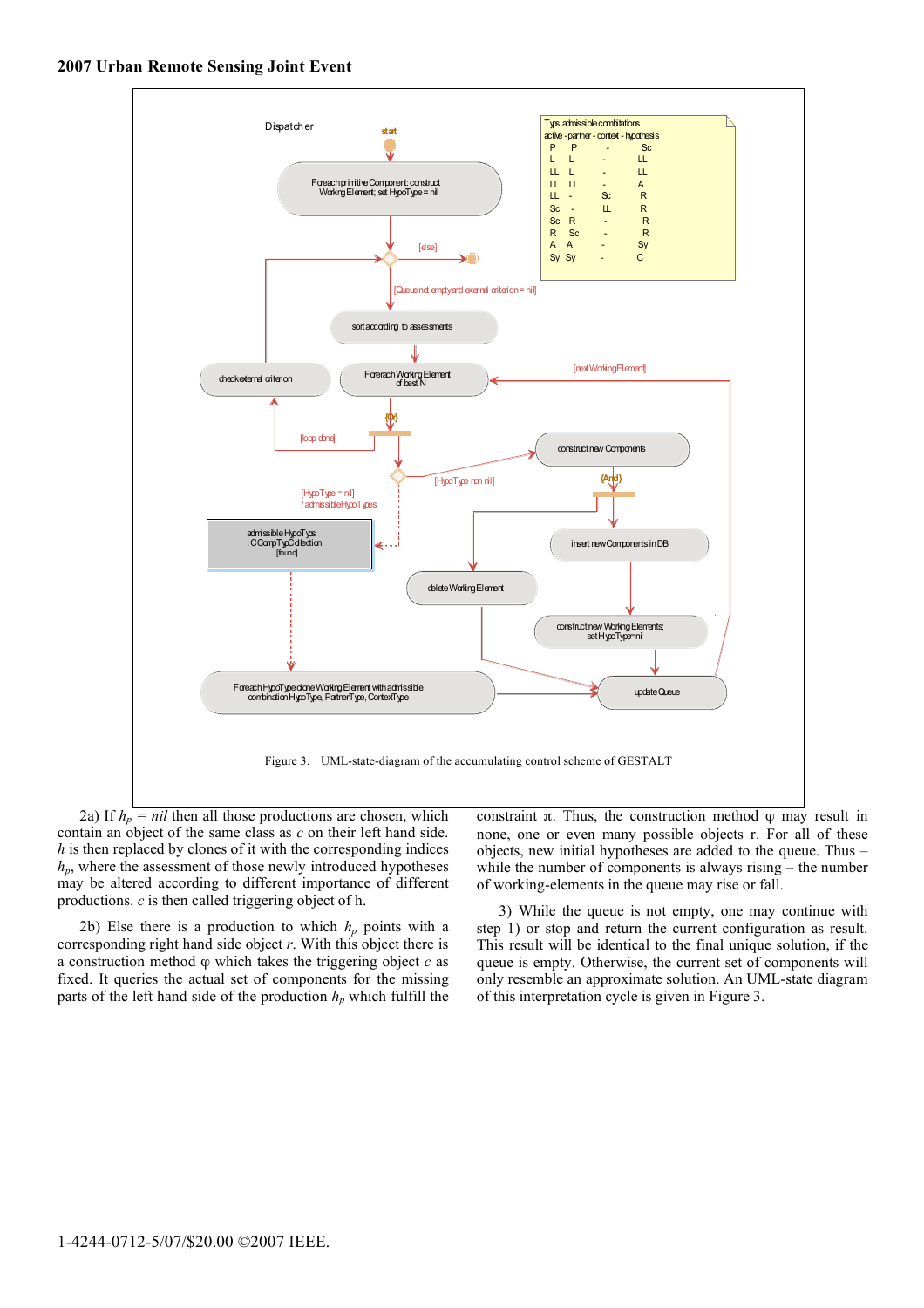Figure 3. UML-state-diagram of the accumulating control scheme of GESTALT

2a) If $h_p = nil$ then all those productions are chosen, which contain an object of the same class as $c$ on their left hand side. $h$ is then replaced by clones of it with the corresponding indices $h_p$, where the assessment of those newly introduced hypotheses may be altered according to different importance of different productions. $c$ is then called triggering object of h.

2b) Else there is a production to which $h_p$ points with a corresponding right hand side object $r$. With this object there is a construction method φ which takes the triggering object $c$ as fixed. It queries the actual set of components for the missing parts of the left hand side of the production $h_p$ which fulfill the constraint π. Thus, the construction method φ may result in none, one or even many possible objects r. For all of these objects, new initial hypotheses are added to the queue. Thus – while the number of components is always rising – the number of working-elements in the queue may rise or fall.

3) While the queue is not empty, one may continue with step 1) or stop and return the current configuration as result. This result will be identical to the final unique solution, if the queue is empty. Otherwise, the current set of components will only resemble an approximate solution. An UML-state diagram of this interpretation cycle is given in Figure 3.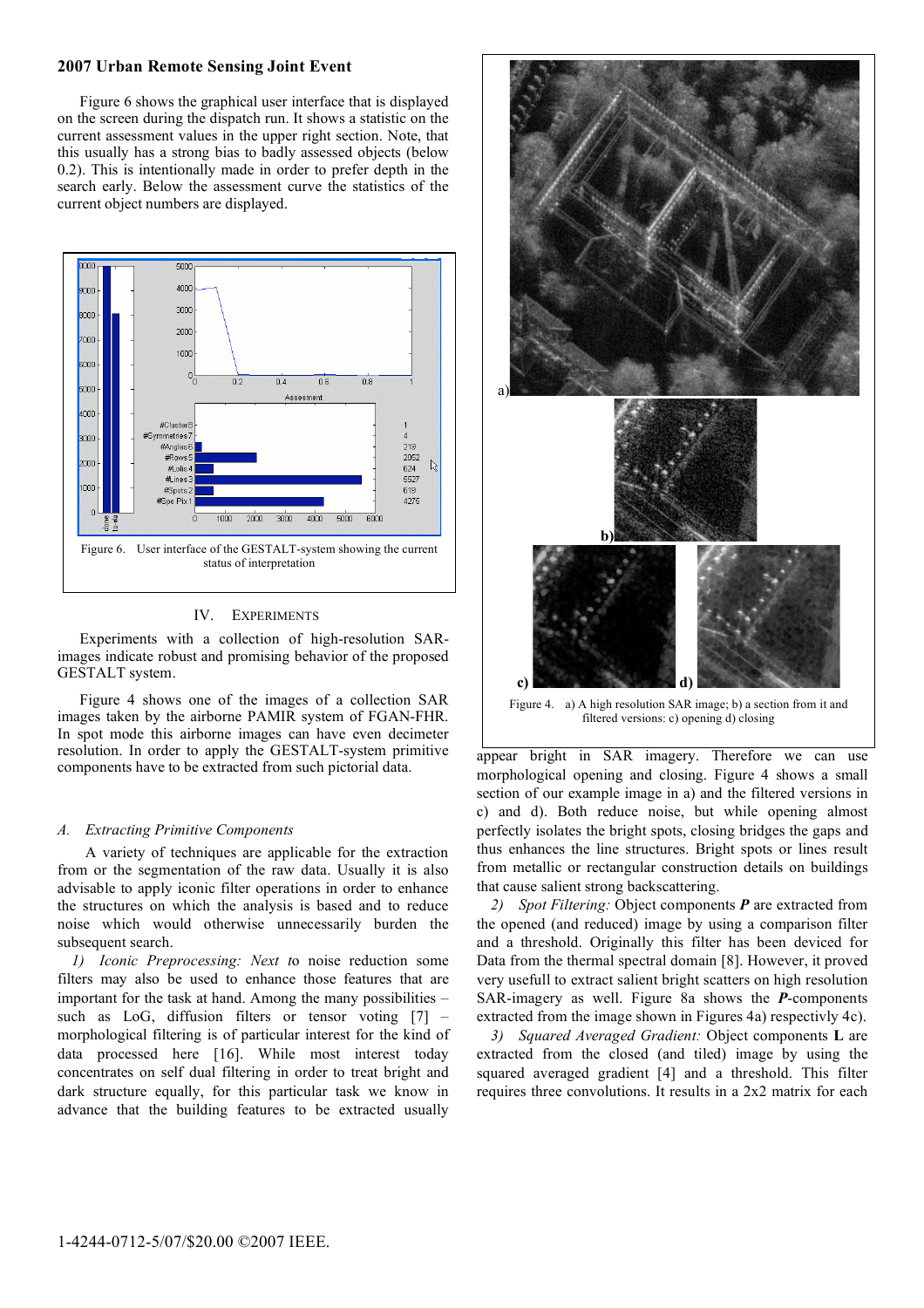Figure 6 shows the graphical user interface that is displayed on the screen during the dispatch run. It shows a statistic on the current assessment values in the upper right section. Note, that this usually has a strong bias to badly assessed objects (below 0.2). This is intentionally made in order to prefer depth in the search early. Below the assessment curve the statistics of the current object numbers are displayed.

Figure 6. User interface of the GESTALT-system showing the current status of interpretation

## IV. Experiments

Experiments with a collection of high-resolution SAR-images indicate robust and promising behavior of the proposed GESTALT system.

Figure 4 shows one of the images of a collection SAR images taken by the airborne PAMIR system of FGAN-FHR. In spot mode this airborne images can have even decimeter resolution. In order to apply the GESTALT-system primitive components have to be extracted from such pictorial data.

### *A. Extracting Primitive Components*

A variety of techniques are applicable for the extraction from or the segmentation of the raw data. Usually it is also advisable to apply iconic filter operations in order to enhance the structures on which the analysis is based and to reduce noise which would otherwise unnecessarily burden the subsequent search.

*1) Iconic Preprocessing: Next t*o noise reduction some filters may also be used to enhance those features that are important for the task at hand. Among the many possibilities – such as LoG, diffusion filters or tensor voting [7] – morphological filtering is of particular interest for the kind of data processed here [16]. While most interest today concentrates on self dual filtering in order to treat bright and dark structure equally, for this particular task we know in advance that the building features to be extracted usually appear bright in SAR imagery. Therefore we can use morphological opening and closing. Figure 4 shows a small section of our example image in a) and the filtered versions in c) and d). Both reduce noise, but while opening almost perfectly isolates the bright spots, closing bridges the gaps and thus enhances the line structures. Bright spots or lines result from metallic or rectangular construction details on buildings that cause salient strong backscattering.

Figure 4. a) A high resolution SAR image; b) a section from it and filtered versions: c) opening d) closing

*2) Spot Filtering:* Object components ***P*** are extracted from the opened (and reduced) image by using a comparison filter and a threshold. Originally this filter has been deviced for Data from the thermal spectral domain [8]. However, it proved very usefull to extract salient bright scatters on high resolution SAR-imagery as well. Figure 8a shows the ***P***-components extracted from the image shown in Figures 4a) respectivly 4c).

*3) Squared Averaged Gradient:* Object components **L** are extracted from the closed (and tiled) image by using the squared averaged gradient [4] and a threshold. This filter requires three convolutions. It results in a 2x2 matrix for each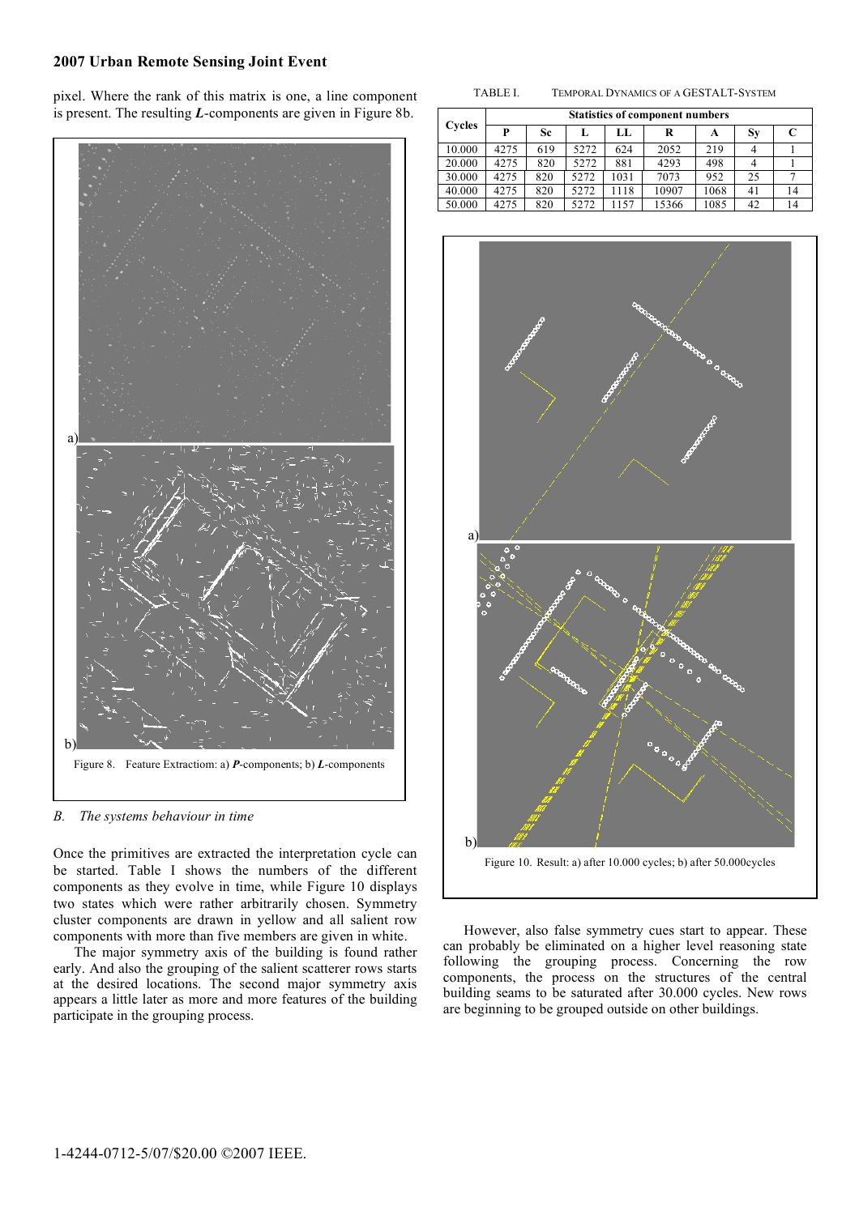pixel. Where the rank of this matrix is one, a line component is present. The resulting ***L***-components are given in Figure 8b.

Figure 8. Feature Extractiom: a) ***P***-components; b) ***L***-components

### *B. The systems behaviour in time*

Once the primitives are extracted the interpretation cycle can be started. Table I shows the numbers of the different components as they evolve in time, while Figure 10 displays two states which were rather arbitrarily chosen. Symmetry cluster components are drawn in yellow and all salient row components with more than five members are given in white.

The major symmetry axis of the building is found rather early. And also the grouping of the salient scatterer rows starts at the desired locations. The second major symmetry axis appears a little later as more and more features of the building participate in the grouping process.

TABLE I. TEMPORAL DYNAMICS OF A GESTALT-SYSTEM

| Cycles | Statistics of component numbers | | | | | | | |
|---|---|---|---|---|---|---|---|---|
| | P | Sc | L | LL | R | A | Sy | C |
| 10.000 | 4275 | 619 | 5272 | 624 | 2052 | 219 | 4 | 1 |
| 20.000 | 4275 | 820 | 5272 | 881 | 4293 | 498 | 4 | 1 |
| 30.000 | 4275 | 820 | 5272 | 1031 | 7073 | 952 | 25 | 7 |
| 40.000 | 4275 | 820 | 5272 | 1118 | 10907 | 1068 | 41 | 14 |
| 50.000 | 4275 | 820 | 5272 | 1157 | 15366 | 1085 | 42 | 14 |

Figure 10. Result: a) after 10.000 cycles; b) after 50.000cycles

However, also false symmetry cues start to appear. These can probably be eliminated on a higher level reasoning state following the grouping process. Concerning the row components, the process on the structures of the central building seams to be saturated after 30.000 cycles. New rows are beginning to be grouped outside on other buildings.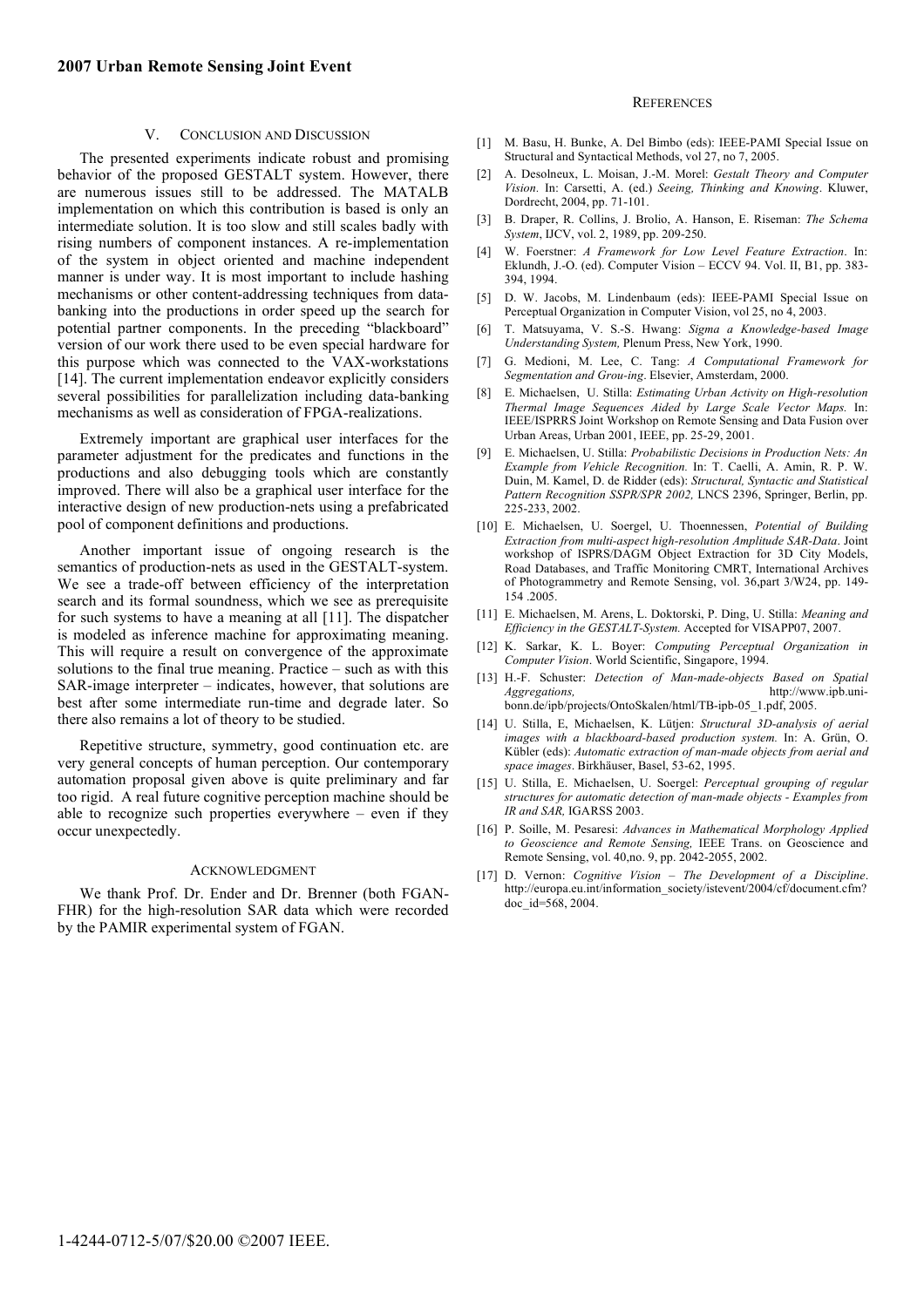## V. Conclusion and Discussion

The presented experiments indicate robust and promising behavior of the proposed GESTALT system. However, there are numerous issues still to be addressed. The MATALB implementation on which this contribution is based is only an intermediate solution. It is too slow and still scales badly with rising numbers of component instances. A re-implementation of the system in object oriented and machine independent manner is under way. It is most important to include hashing mechanisms or other content-addressing techniques from data-banking into the productions in order speed up the search for potential partner components. In the preceding "blackboard" version of our work there used to be even special hardware for this purpose which was connected to the VAX-workstations [14]. The current implementation endeavor explicitly considers several possibilities for parallelization including data-banking mechanisms as well as consideration of FPGA-realizations.

Extremely important are graphical user interfaces for the parameter adjustment for the predicates and functions in the productions and also debugging tools which are constantly improved. There will also be a graphical user interface for the interactive design of new production-nets using a prefabricated pool of component definitions and productions.

Another important issue of ongoing research is the semantics of production-nets as used in the GESTALT-system. We see a trade-off between efficiency of the interpretation search and its formal soundness, which we see as prerequisite for such systems to have a meaning at all [11]. The dispatcher is modeled as inference machine for approximating meaning. This will require a result on convergence of the approximate solutions to the final true meaning. Practice – such as with this SAR-image interpreter – indicates, however, that solutions are best after some intermediate run-time and degrade later. So there also remains a lot of theory to be studied.

Repetitive structure, symmetry, good continuation etc. are very general concepts of human perception. Our contemporary automation proposal given above is quite preliminary and far too rigid. A real future cognitive perception machine should be able to recognize such properties everywhere – even if they occur unexpectedly.

## Acknowledgment

We thank Prof. Dr. Ender and Dr. Brenner (both FGAN-FHR) for the high-resolution SAR data which were recorded by the PAMIR experimental system of FGAN.

## References

[1] M. Basu, H. Bunke, A. Del Bimbo (eds): IEEE-PAMI Special Issue on Structural and Syntactical Methods, vol 27, no 7, 2005.

[2] A. Desolneux, L. Moisan, J.-M. Morel: *Gestalt Theory and Computer Vision.* In: Carsetti, A. (ed.) *Seeing, Thinking and Knowing*. Kluwer, Dordrecht, 2004, pp. 71-101.

[3] B. Draper, R. Collins, J. Brolio, A. Hanson, E. Riseman: *The Schema System*, IJCV, vol. 2, 1989, pp. 209-250.

[4] W. Foerstner: *A Framework for Low Level Feature Extraction*. In: Eklundh, J.-O. (ed). Computer Vision – ECCV 94. Vol. II, B1, pp. 383-394, 1994.

[5] D. W. Jacobs, M. Lindenbaum (eds): IEEE-PAMI Special Issue on Perceptual Organization in Computer Vision, vol 25, no 4, 2003.

[6] T. Matsuyama, V. S.-S. Hwang: *Sigma a Knowledge-based Image Understanding System,* Plenum Press, New York, 1990.

[7] G. Medioni, M. Lee, C. Tang: *A Computational Framework for Segmentation and Grou-ing*. Elsevier, Amsterdam, 2000.

[8] E. Michaelsen, U. Stilla: *Estimating Urban Activity on High-resolution Thermal Image Sequences Aided by Large Scale Vector Maps.* In: IEEE/ISPRRS Joint Workshop on Remote Sensing and Data Fusion over Urban Areas, Urban 2001, IEEE, pp. 25-29, 2001.

[9] E. Michaelsen, U. Stilla: *Probabilistic Decisions in Production Nets: An Example from Vehicle Recognition.* In: T. Caelli, A. Amin, R. P. W. Duin, M. Kamel, D. de Ridder (eds): *Structural, Syntactic and Statistical Pattern Recognition SSPR/SPR 2002,* LNCS 2396, Springer, Berlin, pp. 225-233, 2002.

[10] E. Michaelsen, U. Soergel, U. Thoennessen, *Potential of Building Extraction from multi-aspect high-resolution Amplitude SAR-Data*. Joint workshop of ISPRS/DAGM Object Extraction for 3D City Models, Road Databases, and Traffic Monitoring CMRT, International Archives of Photogrammetry and Remote Sensing, vol. 36,part 3/W24, pp. 149-154 .2005.

[11] E. Michaelsen, M. Arens, L. Doktorski, P. Ding, U. Stilla: *Meaning and Efficiency in the GESTALT-System.* Accepted for VISAPP07, 2007.

[12] K. Sarkar, K. L. Boyer: *Computing Perceptual Organization in Computer Vision*. World Scientific, Singapore, 1994.

[13] H.-F. Schuster: *Detection of Man-made-objects Based on Spatial Aggregations,* http://www.ipb.uni-bonn.de/ipb/projects/OntoSkalen/html/TB-ipb-05_1.pdf, 2005.

[14] U. Stilla, E, Michaelsen, K. Lütjen: *Structural 3D-analysis of aerial images with a blackboard-based production system.* In: A. Grün, O. Kübler (eds): *Automatic extraction of man-made objects from aerial and space images*. Birkhäuser, Basel, 53-62, 1995.

[15] U. Stilla, E. Michaelsen, U. Soergel: *Perceptual grouping of regular structures for automatic detection of man-made objects - Examples from IR and SAR,* IGARSS 2003.

[16] P. Soille, M. Pesaresi: *Advances in Mathematical Morphology Applied to Geoscience and Remote Sensing,* IEEE Trans. on Geoscience and Remote Sensing, vol. 40,no. 9, pp. 2042-2055, 2002.

[17] D. Vernon: *Cognitive Vision – The Development of a Discipline*. http://europa.eu.int/information_society/istevent/2004/cf/document.cfm?doc_id=568, 2004.